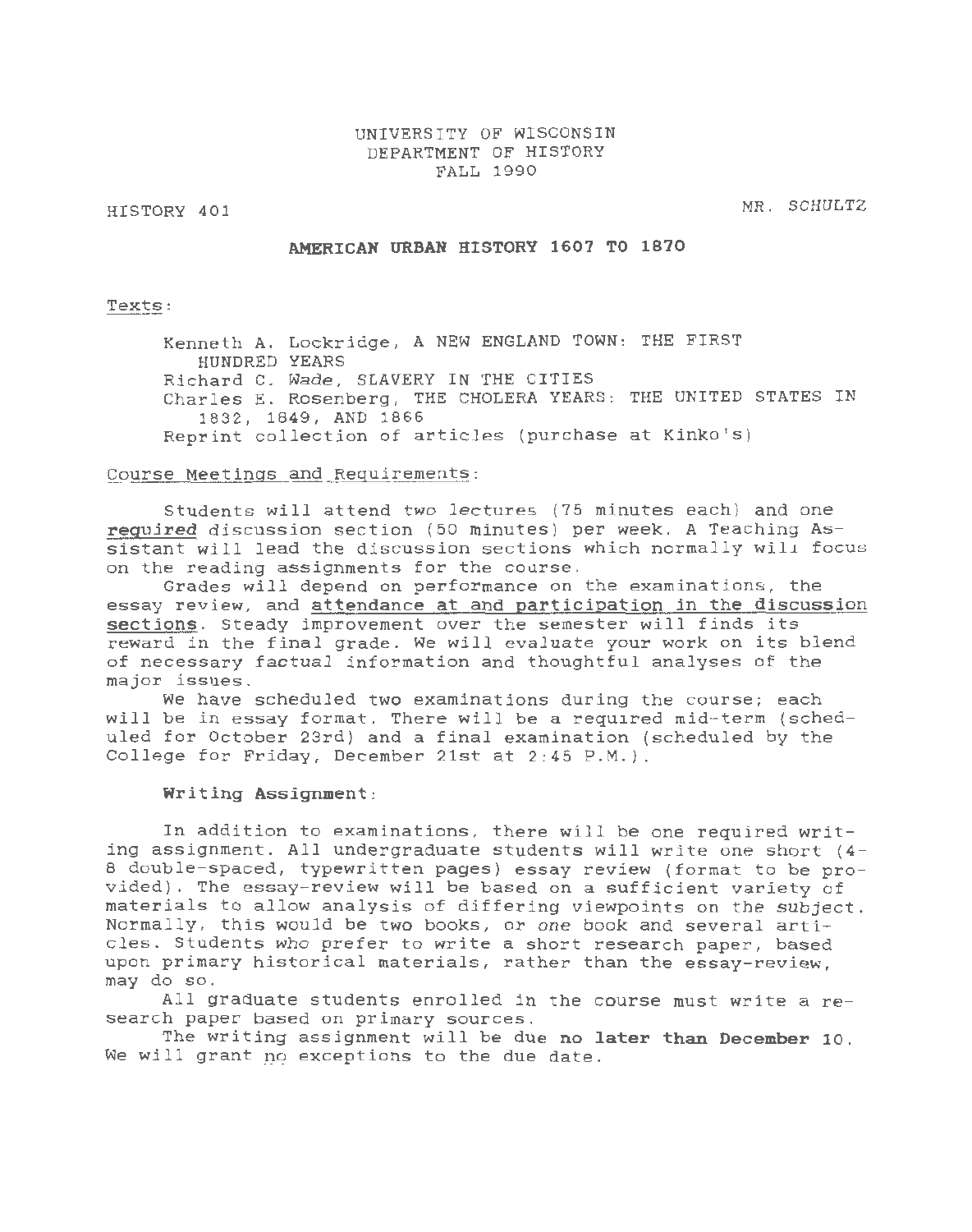UNIVERSITY OF WISCONSIN
DEPARTMENT OF HISTORY
FALL 1990

HISTORY 401 MR. SCHULTZ

# AMERICAN URBAN HISTORY 1607 TO 1870

Texts:

Kenneth A. Lockridge, A NEW ENGLAND TOWN: THE FIRST HUNDRED YEARS
Richard C. Wade, SLAVERY IN THE CITIES
Charles E. Rosenberg, THE CHOLERA YEARS: THE UNITED STATES IN 1832, 1849, AND 1866
Reprint collection of articles (purchase at Kinko's)

Course Meetings and Requirements:

Students will attend two lectures (75 minutes each) and one **required** discussion section (50 minutes) per week. A Teaching Assistant will lead the discussion sections which normally will focus on the reading assignments for the course.

Grades will depend on performance on the examinations, the essay review, and **attendance at and participation in the discussion sections**. Steady improvement over the semester will finds its reward in the final grade. We will evaluate your work on its blend of necessary factual information and thoughtful analyses of the major issues.

We have scheduled two examinations during the course; each will be in essay format. There will be a required mid-term (scheduled for October 23rd) and a final examination (scheduled by the College for Friday, December 21st at 2:45 P.M.).

**Writing Assignment:**

In addition to examinations, there will be one required writing assignment. All undergraduate students will write one short (4-8 double-spaced, typewritten pages) essay review (format to be provided). The essay-review will be based on a sufficient variety of materials to allow analysis of differing viewpoints on the subject. Normally, this would be two books, or *one* book and several articles. Students who prefer to write a short research paper, based upon primary historical materials, rather than the essay-review, may do so.

All graduate students enrolled in the course must write a research paper based on primary sources.

The writing assignment will be due **no later than December** 10. We will grant no exceptions to the due date.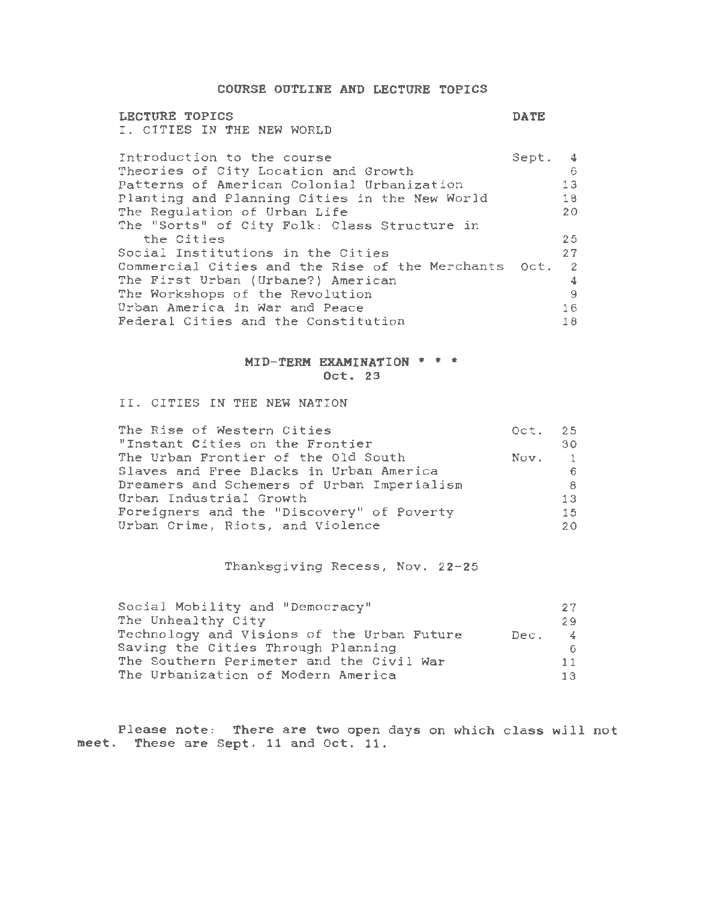# COURSE OUTLINE AND LECTURE TOPICS

| LECTURE TOPICS | DATE |
|---|---|
| **I. CITIES IN THE NEW WORLD** | |
| Introduction to the course | Sept. 4 |
| Theories of City Location and Growth | 6 |
| Patterns of American Colonial Urbanization | 13 |
| Planting and Planning Cities in the New World | 18 |
| The Regulation of Urban Life | 20 |
| The "Sorts" of City Folk: Class Structure in the Cities | 25 |
| Social Institutions in the Cities | 27 |
| Commercial Cities and the Rise of the Merchants | Oct. 2 |
| The First Urban (Urbane?) American | 4 |
| The Workshops of the Revolution | 9 |
| Urban America in War and Peace | 16 |
| Federal Cities and the Constitution | 18 |

**MID-TERM EXAMINATION * * \***
**Oct. 23**

| | |
|---|---|
| **II. CITIES IN THE NEW NATION** | |
| The Rise of Western Cities | Oct. 25 |
| "Instant Cities on the Frontier | 30 |
| The Urban Frontier of the Old South | Nov. 1 |
| Slaves and Free Blacks in Urban America | 6 |
| Dreamers and Schemers of Urban Imperialism | 8 |
| Urban Industrial Growth | 13 |
| Foreigners and the "Discovery" of Poverty | 15 |
| Urban Crime, Riots, and Violence | 20 |
| *Thanksgiving Recess, Nov. 22-25* | |
| Social Mobility and "Democracy" | 27 |
| The Unhealthy City | 29 |
| Technology and Visions of the Urban Future | Dec. 4 |
| Saving the Cities Through Planning | 6 |
| The Southern Perimeter and the Civil War | 11 |
| The Urbanization of Modern America | 13 |

**Please note: There are two open days on which class will not meet. These are Sept. 11 and Oct. 11.**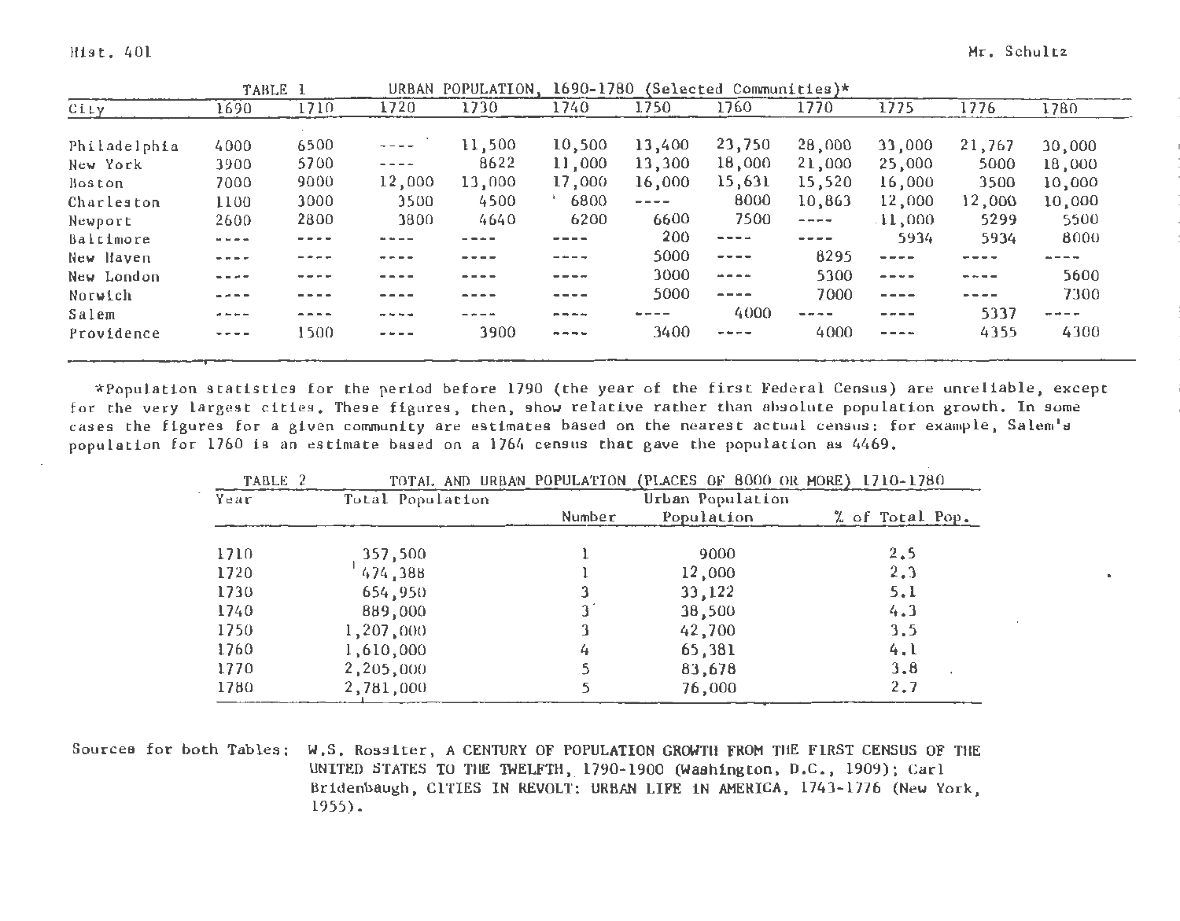TABLE 1 URBAN POPULATION, 1690-1780 (Selected Communities)*

| City | 1690 | 1710 | 1720 | 1730 | 1740 | 1750 | 1760 | 1770 | 1775 | 1776 | 1780 |
|---|---|---|---|---|---|---|---|---|---|---|---|
| Philadelphia | 4000 | 6500 | ---- | 11,500 | 10,500 | 13,400 | 23,750 | 28,000 | 33,000 | 21,767 | 30,000 |
| New York | 3900 | 5700 | ---- | 8622 | 11,000 | 13,300 | 18,000 | 21,000 | 25,000 | 5000 | 18,000 |
| Boston | 7000 | 9000 | 12,000 | 13,000 | 17,000 | 16,000 | 15,631 | 15,520 | 16,000 | 3500 | 10,000 |
| Charleston | 1100 | 3000 | 3500 | 4500 | 6800 | ---- | 8000 | 10,863 | 12,000 | 12,000 | 10,000 |
| Newport | 2600 | 2800 | 3800 | 4640 | 6200 | 6600 | 7500 | ---- | 11,000 | 5299 | 5500 |
| Baltimore | ---- | ---- | ---- | ---- | ---- | 200 | ---- | ---- | 5934 | 5934 | 8000 |
| New Haven | ---- | ---- | ---- | ---- | ---- | 5000 | ---- | 8295 | ---- | ---- | ---- |
| New London | ---- | ---- | ---- | ---- | ---- | 3000 | ---- | 5300 | ---- | ---- | 5600 |
| Norwich | ---- | ---- | ---- | ---- | ---- | 5000 | ---- | 7000 | ---- | ---- | 7300 |
| Salem | ---- | ---- | ---- | ---- | ---- | ---- | 4000 | ---- | ---- | 5337 | ---- |
| Providence | ---- | 1500 | ---- | 3900 | ---- | 3400 | ---- | 4000 | ---- | 4355 | 4300 |

*Population statistics for the period before 1790 (the year of the first Federal Census) are unreliable, except for the very largest cities. These figures, then, show relative rather than absolute population growth. In some cases the figures for a given community are estimates based on the nearest actual census: for example, Salem's population for 1760 is an estimate based on a 1764 census that gave the population as 4469.

TABLE 2 TOTAL AND URBAN POPULATION (PLACES OF 8000 OR MORE) 1710-1780

| Year | Total Population | Urban Population | | |
|---|---|---|---|---|
| | | Number | Population | % of Total Pop. |
| 1710 | 357,500 | 1 | 9000 | 2.5 |
| 1720 | 474,388 | 1 | 12,000 | 2.3 |
| 1730 | 654,950 | 3 | 33,122 | 5.1 |
| 1740 | 889,000 | 3 | 38,500 | 4.3 |
| 1750 | 1,207,000 | 3 | 42,700 | 3.5 |
| 1760 | 1,610,000 | 4 | 65,381 | 4.1 |
| 1770 | 2,205,000 | 5 | 83,678 | 3.8 |
| 1780 | 2,781,000 | 5 | 76,000 | 2.7 |

Sources for both Tables: W.S. Rossiter, A CENTURY OF POPULATION GROWTH FROM THE FIRST CENSUS OF THE UNITED STATES TO THE TWELFTH, 1790-1900 (Washington, D.C., 1909); Carl Bridenbaugh, CITIES IN REVOLT: URBAN LIFE IN AMERICA, 1743-1776 (New York, 1955).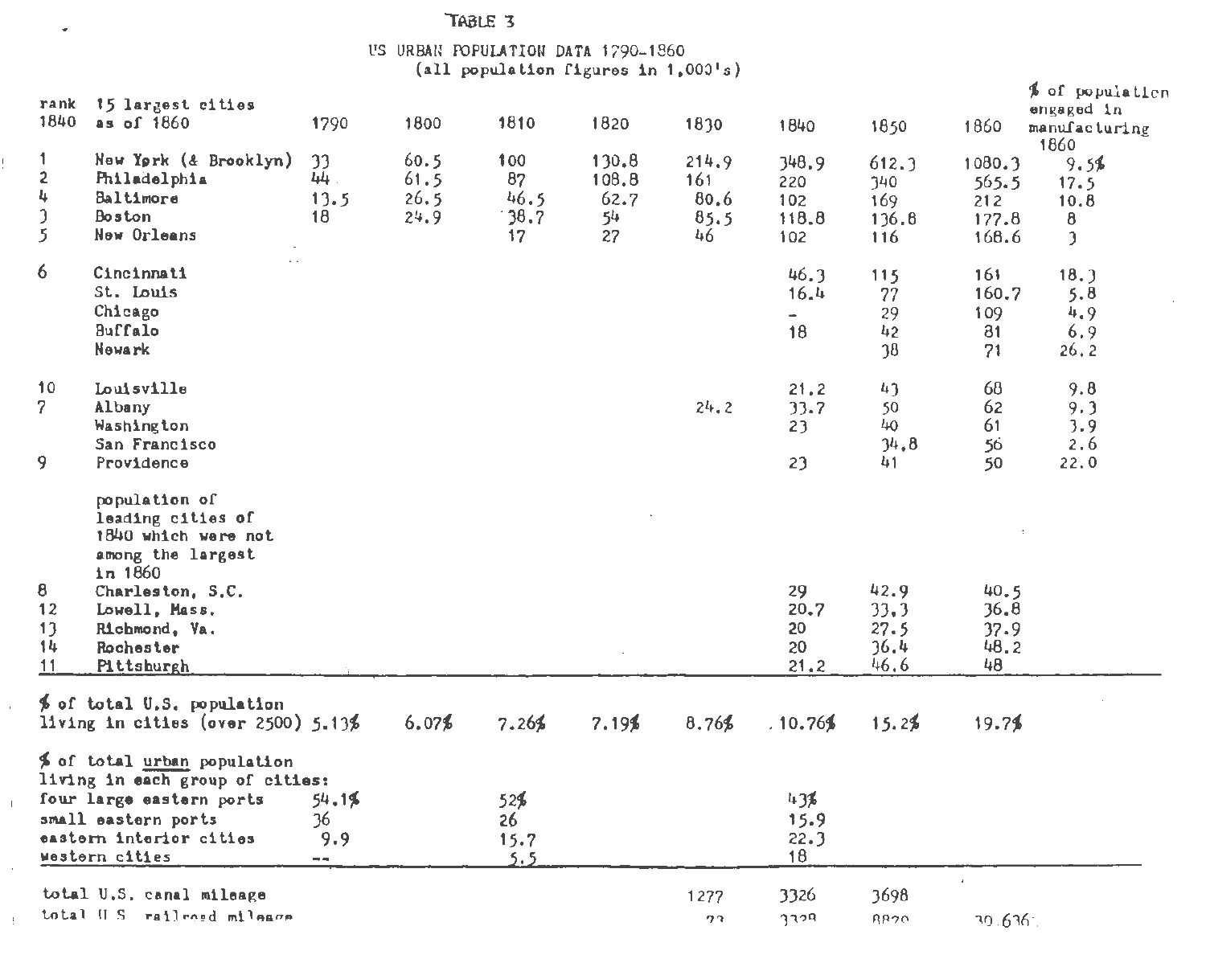TABLE 3

US URBAN POPULATION DATA 1790-1860
(all population figures in 1,000's)

| rank 1840 | 15 largest cities as of 1860 | 1790 | 1800 | 1810 | 1820 | 1830 | 1840 | 1850 | 1860 | % of population engaged in manufacturing 1860 |
|---|---|---|---|---|---|---|---|---|---|---|
| 1 | New York (& Brooklyn) | 33 | 60.5 | 100 | 130.8 | 214.9 | 348.9 | 612.3 | 1080.3 | 9.5% |
| 2 | Philadelphia | 44 | 61.5 | 87 | 108.8 | 161 | 220 | 340 | 565.5 | 17.5 |
| 4 | Baltimore | 13.5 | 26.5 | 46.5 | 62.7 | 80.6 | 102 | 169 | 212 | 10.8 |
| 3 | Boston | 18 | 24.9 | 38.7 | 54 | 85.5 | 118.8 | 136.8 | 177.8 | 8 |
| 5 | New Orleans | | | 17 | 27 | 46 | 102 | 116 | 168.6 | 3 |
| 6 | Cincinnati | | | | | | 46.3 | 115 | 161 | 18.3 |
| | St. Louis | | | | | | 16.4 | 77 | 160.7 | 5.8 |
| | Chicago | | | | | | - | 29 | 109 | 4.9 |
| | Buffalo | | | | | | 18 | 42 | 81 | 6.9 |
| | Newark | | | | | | | 38 | 71 | 26.2 |
| 10 | Louisville | | | | | | 21.2 | 43 | 68 | 9.8 |
| 7 | Albany | | | | | 24.2 | 33.7 | 50 | 62 | 9.3 |
| | Washington | | | | | | 23 | 40 | 61 | 3.9 |
| | San Francisco | | | | | | | 34.8 | 56 | 2.6 |
| 9 | Providence | | | | | | 23 | 41 | 50 | 22.0 |
| | population of leading cities of 1840 which were not among the largest in 1860 | | | | | | | | | |
| 8 | Charleston, S.C. | | | | | | 29 | 42.9 | 40.5 | |
| 12 | Lowell, Mass. | | | | | | 20.7 | 33.3 | 36.8 | |
| 13 | Richmond, Va. | | | | | | 20 | 27.5 | 37.9 | |
| 14 | Rochester | | | | | | 20 | 36.4 | 48.2 | |
| 11 | Pittsburgh | | | | | | 21.2 | 46.6 | 48 | |
| | % of total U.S. population living in cities (over 2500) | 5.13% | 6.07% | 7.26% | 7.19% | 8.76% | 10.76% | 15.2% | 19.7% | |
| | % of total urban population living in each group of cities: | | | | | | | | | |
| | four large eastern ports | 54.1% | | 52% | | | 43% | | | |
| | small eastern ports | 36 | | 26 | | | 15.9 | | | |
| | eastern interior cities | 9.9 | | 15.7 | | | 22.3 | | | |
| | western cities | -- | | 5.5 | | | 18 | | | |
| | total U.S. canal mileage | | | | | 1277 | 3326 | 3698 | | |
| | total U.S. railroad mileage | | | | | 23 | 3328 | 8820 | 30,636 | |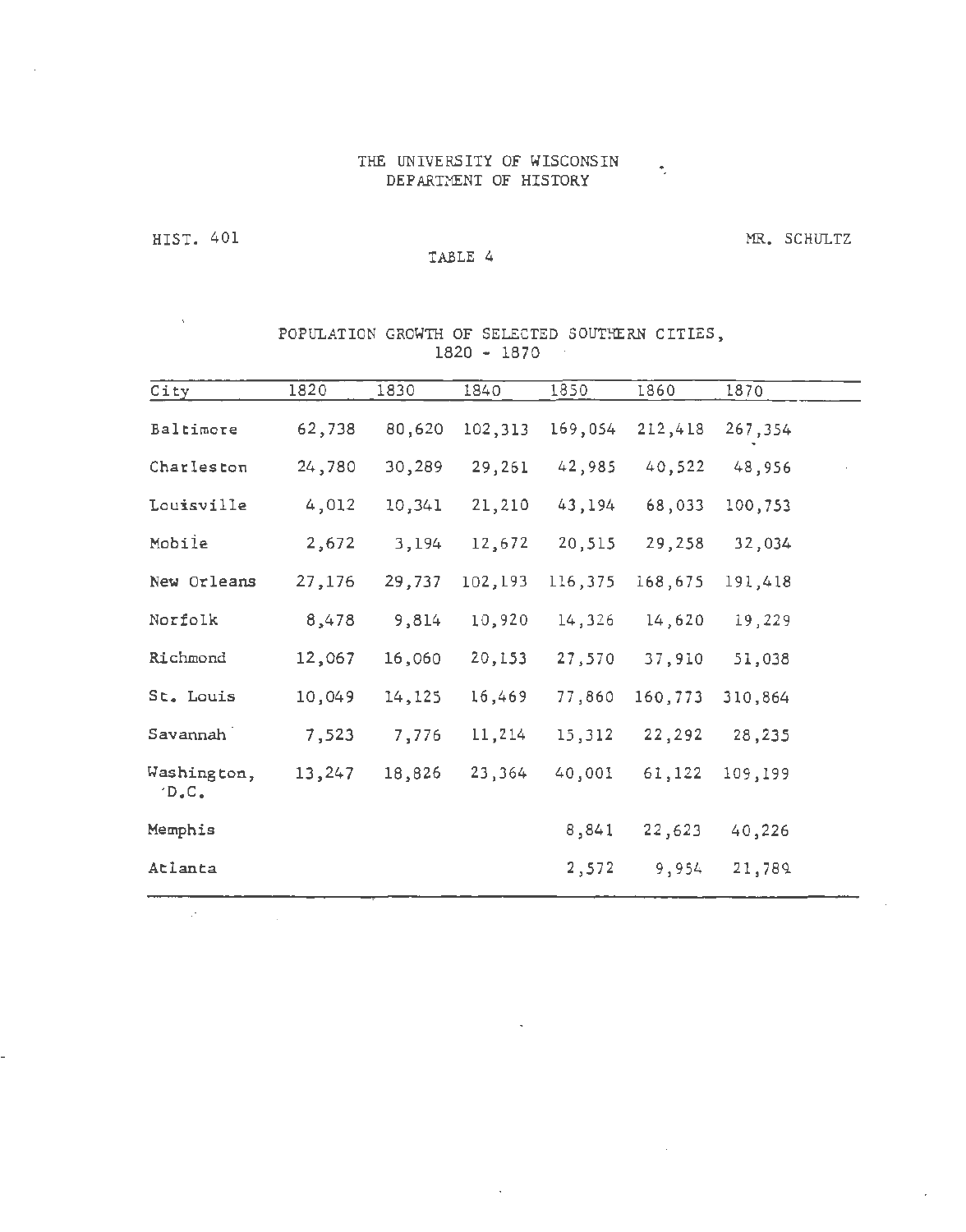THE UNIVERSITY OF WISCONSIN
DEPARTMENT OF HISTORY

HIST. 401 MR. SCHULTZ

TABLE 4

POPULATION GROWTH OF SELECTED SOUTHERN CITIES,
1820 - 1870

| City | 1820 | 1830 | 1840 | 1850 | 1860 | 1870 |
|---|---|---|---|---|---|---|
| Baltimore | 62,738 | 80,620 | 102,313 | 169,054 | 212,418 | 267,354 |
| Charleston | 24,780 | 30,289 | 29,261 | 42,985 | 40,522 | 48,956 |
| Louisville | 4,012 | 10,341 | 21,210 | 43,194 | 68,033 | 100,753 |
| Mobile | 2,672 | 3,194 | 12,672 | 20,515 | 29,258 | 32,034 |
| New Orleans | 27,176 | 29,737 | 102,193 | 116,375 | 168,675 | 191,418 |
| Norfolk | 8,478 | 9,814 | 10,920 | 14,326 | 14,620 | 19,229 |
| Richmond | 12,067 | 16,060 | 20,153 | 27,570 | 37,910 | 51,038 |
| St. Louis | 10,049 | 14,125 | 16,469 | 77,860 | 160,773 | 310,864 |
| Savannah | 7,523 | 7,776 | 11,214 | 15,312 | 22,292 | 28,235 |
| Washington, D.C. | 13,247 | 18,826 | 23,364 | 40,001 | 61,122 | 109,199 |
| Memphis | | | | 8,841 | 22,623 | 40,226 |
| Atlanta | | | | 2,572 | 9,954 | 21,789 |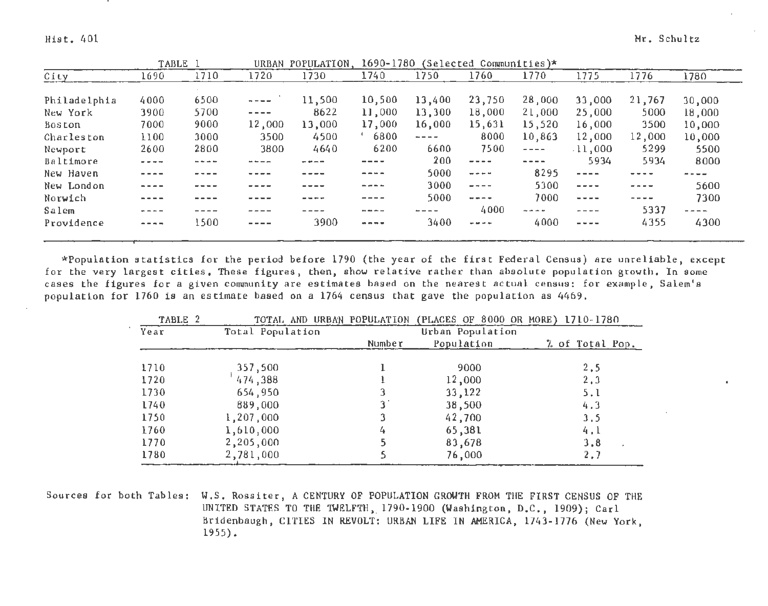| TABLE 1 | | | URBAN POPULATION, 1690-1780 (Selected Communities)* | | | | | | | | |
|---|---|---|---|---|---|---|---|---|---|---|---|
| City | 1690 | 1710 | 1720 | 1730 | 1740 | 1750 | 1760 | 1770 | 1775 | 1776 | 1780 |
| Philadelphia | 4000 | 6500 | ---- | 11,500 | 10,500 | 13,400 | 23,750 | 28,000 | 33,000 | 21,767 | 30,000 |
| New York | 3900 | 5700 | ---- | 8622 | 11,000 | 13,300 | 18,000 | 21,000 | 25,000 | 5000 | 18,000 |
| Boston | 7000 | 9000 | 12,000 | 13,000 | 17,000 | 16,000 | 15,631 | 15,520 | 16,000 | 3500 | 10,000 |
| Charleston | 1100 | 3000 | 3500 | 4500 | 6800 | ---- | 8000 | 10,863 | 12,000 | 12,000 | 10,000 |
| Newport | 2600 | 2800 | 3800 | 4640 | 6200 | 6600 | 7500 | ---- | 11,000 | 5299 | 5500 |
| Baltimore | ---- | ---- | ---- | ---- | ---- | 200 | ---- | ---- | 5934 | 5934 | 8000 |
| New Haven | ---- | ---- | ---- | ---- | ---- | 5000 | ---- | 8295 | ---- | ---- | ---- |
| New London | ---- | ---- | ---- | ---- | ---- | 3000 | ---- | 5300 | ---- | ---- | 5600 |
| Norwich | ---- | ---- | ---- | ---- | ---- | 5000 | ---- | 7000 | ---- | ---- | 7300 |
| Salem | ---- | ---- | ---- | ---- | ---- | ---- | 4000 | ---- | ---- | 5337 | ---- |
| Providence | ---- | 1500 | ---- | 3900 | ---- | 3400 | ---- | 4000 | ---- | 4355 | 4300 |

*Population statistics for the period before 1790 (the year of the first Federal Census) are unreliable, except for the very largest cities. These figures, then, show relative rather than absolute population growth. In some cases the figures for a given community are estimates based on the nearest actual census: for example, Salem's population for 1760 is an estimate based on a 1764 census that gave the population as 4469.

| TABLE 2 | TOTAL AND URBAN POPULATION (PLACES OF 8000 OR MORE) 1710-1780 | | | |
|---|---|---|---|---|
| Year | Total Population | Urban Population | | |
| | | Number | Population | % of Total Pop. |
| 1710 | 357,500 | 1 | 9000 | 2.5 |
| 1720 | 474,388 | 1 | 12,000 | 2.3 |
| 1730 | 654,950 | 3 | 33,122 | 5.1 |
| 1740 | 889,000 | 3 | 38,500 | 4.3 |
| 1750 | 1,207,000 | 3 | 42,700 | 3.5 |
| 1760 | 1,610,000 | 4 | 65,381 | 4.1 |
| 1770 | 2,205,000 | 5 | 83,678 | 3.8 |
| 1780 | 2,781,000 | 5 | 76,000 | 2.7 |

Sources for both Tables: W.S. Rossiter, A CENTURY OF POPULATION GROWTH FROM THE FIRST CENSUS OF THE UNITED STATES TO THE TWELFTH, 1790-1900 (Washington, D.C., 1909); Carl Bridenbaugh, CITIES IN REVOLT: URBAN LIFE IN AMERICA, 1743-1776 (New York, 1955).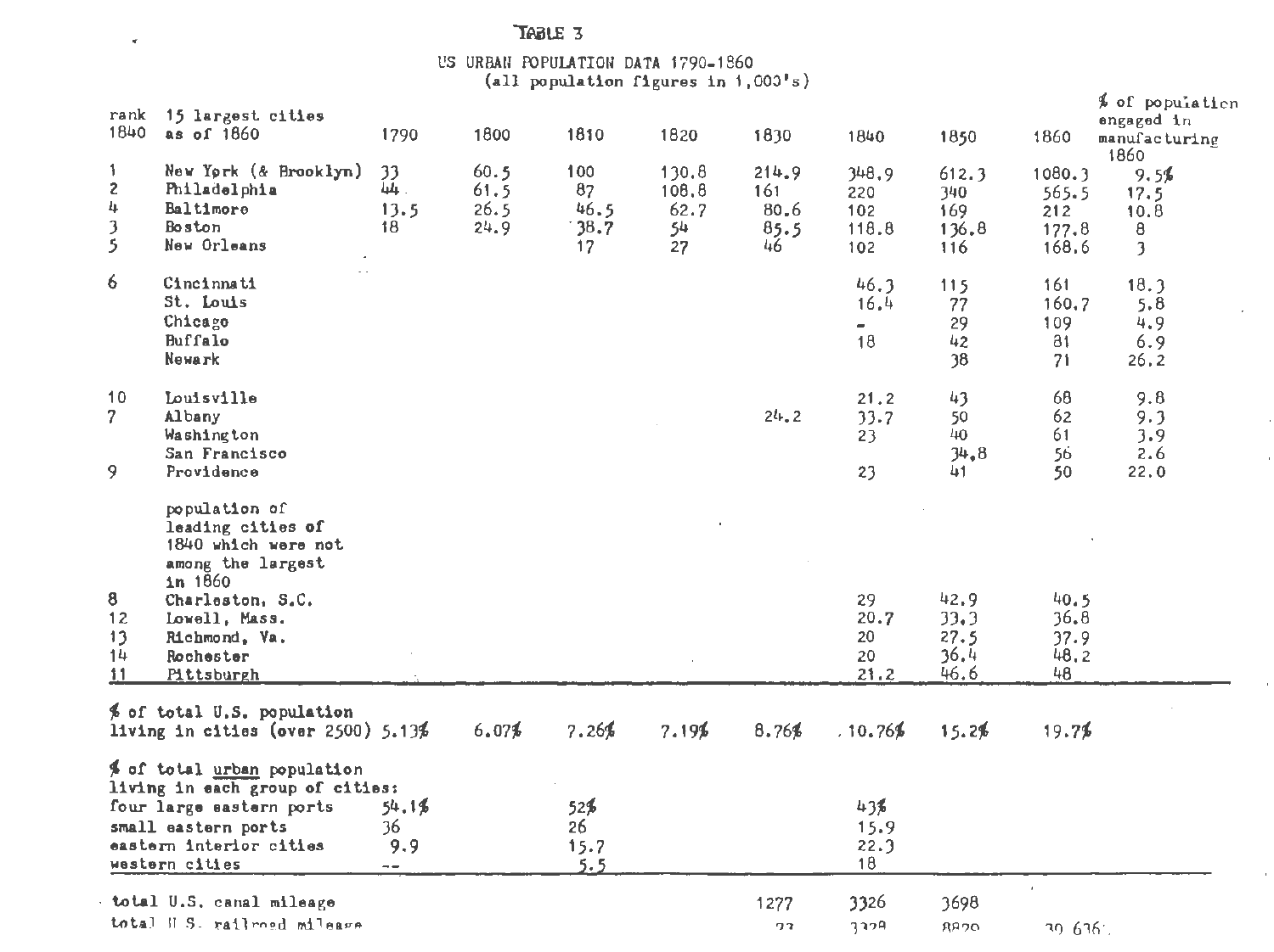# TABLE 3

US URBAN POPULATION DATA 1790-1860
(all population figures in 1,000's)

| rank 1840 | 15 largest cities as of 1860 | 1790 | 1800 | 1810 | 1820 | 1830 | 1840 | 1850 | 1860 | % of population engaged in manufacturing 1860 |
|---|---|---|---|---|---|---|---|---|---|---|
| 1 | New York (& Brooklyn) | 33 | 60.5 | 100 | 130.8 | 214.9 | 348.9 | 612.3 | 1080.3 | 9.5% |
| 2 | Philadelphia | 44 | 61.5 | 87 | 108.8 | 161 | 220 | 340 | 565.5 | 17.5 |
| 4 | Baltimore | 13.5 | 26.5 | 46.5 | 62.7 | 80.6 | 102 | 169 | 212 | 10.8 |
| 3 | Boston | 18 | 24.9 | 38.7 | 54 | 85.5 | 118.8 | 136.8 | 177.8 | 8 |
| 5 | New Orleans | | | 17 | 27 | 46 | 102 | 116 | 168.6 | 3 |
| 6 | Cincinnati | | | | | | 46.3 | 115 | 161 | 18.3 |
| | St. Louis | | | | | | 16.4 | 77 | 160.7 | 5.8 |
| | Chicago | | | | | | - | 29 | 109 | 4.9 |
| | Buffalo | | | | | | 18 | 42 | 81 | 6.9 |
| | Newark | | | | | | | 38 | 71 | 26.2 |
| 10 | Louisville | | | | | | 21.2 | 43 | 68 | 9.8 |
| 7 | Albany | | | | | 24.2 | 33.7 | 50 | 62 | 9.3 |
| | Washington | | | | | | 23 | 40 | 61 | 3.9 |
| | San Francisco | | | | | | | 34.8 | 56 | 2.6 |
| 9 | Providence | | | | | | 23 | 41 | 50 | 22.0 |
| | population of leading cities of 1840 which were not among the largest in 1860 | | | | | | | | | |
| 8 | Charleston, S.C. | | | | | | 29 | 42.9 | 40.5 | |
| 12 | Lowell, Mass. | | | | | | 20.7 | 33.3 | 36.8 | |
| 13 | Richmond, Va. | | | | | | 20 | 27.5 | 37.9 | |
| 14 | Rochester | | | | | | 20 | 36.4 | 48.2 | |
| 11 | Pittsburgh | | | | | | 21.2 | 46.6 | 48 | |
| | % of total U.S. population living in cities (over 2500) | 5.13% | 6.07% | 7.26% | 7.19% | 8.76% | 10.76% | 15.2% | 19.7% | |
| | % of total urban population living in each group of cities: | | | | | | | | | |
| | four large eastern ports | 54.1% | | 52% | | | 43% | | | |
| | small eastern ports | 36 | | 26 | | | 15.9 | | | |
| | eastern interior cities | 9.9 | | 15.7 | | | 22.3 | | | |
| | western cities | -- | | 5.5 | | | 18 | | | |
| | total U.S. canal mileage | | | | | 1277 | 3326 | 3698 | | |
| | total U.S. railroad mileage | | | | | 73 | 3328 | 8829 | 30,636 | |